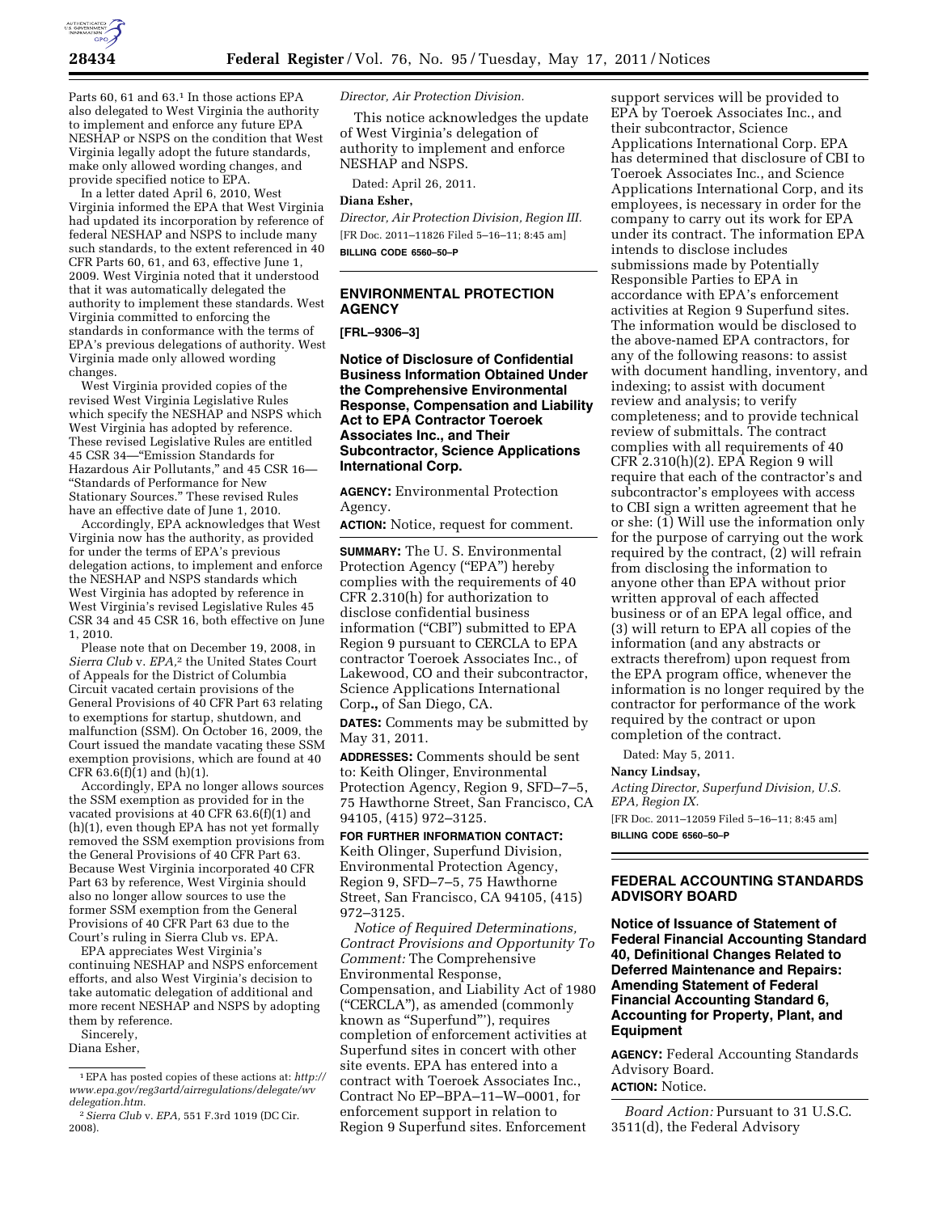Parts 60, 61 and 63.[1] In those actions EPA also delegated to West Virginia the authority to implement and enforce any future EPA NESHAP or NSPS on the condition that West Virginia legally adopt the future standards, make only allowed wording changes, and provide specified notice to EPA.

In a letter dated April 6, 2010, West Virginia informed the EPA that West Virginia had updated its incorporation by reference of federal NESHAP and NSPS to include many such standards, to the extent referenced in 40 CFR Parts 60, 61, and 63, effective June 1, 2009. West Virginia noted that it understood that it was automatically delegated the authority to implement these standards. West Virginia committed to enforcing the standards in conformance with the terms of EPA's previous delegations of authority. West Virginia made only allowed wording changes.

West Virginia provided copies of the revised West Virginia Legislative Rules which specify the NESHAP and NSPS which West Virginia has adopted by reference. These revised Legislative Rules are entitled 45 CSR 34—"Emission Standards for Hazardous Air Pollutants," and 45 CSR 16—"Standards of Performance for New Stationary Sources." These revised Rules have an effective date of June 1, 2010.

Accordingly, EPA acknowledges that West Virginia now has the authority, as provided for under the terms of EPA's previous delegation actions, to implement and enforce the NESHAP and NSPS standards which West Virginia has adopted by reference in West Virginia's revised Legislative Rules 45 CSR 34 and 45 CSR 16, both effective on June 1, 2010.

Please note that on December 19, 2008, in *Sierra Club* v. *EPA*,[2] the United States Court of Appeals for the District of Columbia Circuit vacated certain provisions of the General Provisions of 40 CFR Part 63 relating to exemptions for startup, shutdown, and malfunction (SSM). On October 16, 2009, the Court issued the mandate vacating these SSM exemption provisions, which are found at 40 CFR 63.6(f)(1) and (h)(1).

Accordingly, EPA no longer allows sources the SSM exemption as provided for in the vacated provisions at 40 CFR 63.6(f)(1) and (h)(1), even though EPA has not yet formally removed the SSM exemption provisions from the General Provisions of 40 CFR Part 63. Because West Virginia incorporated 40 CFR Part 63 by reference, West Virginia should also no longer allow sources to use the former SSM exemption from the General Provisions of 40 CFR Part 63 due to the Court's ruling in Sierra Club vs. EPA.

EPA appreciates West Virginia's continuing NESHAP and NSPS enforcement efforts, and also West Virginia's decision to take automatic delegation of additional and more recent NESHAP and NSPS by adopting them by reference.

Sincerely,

Diana Esher,

*Director, Air Protection Division.*

This notice acknowledges the update of West Virginia's delegation of authority to implement and enforce NESHAP and NSPS.

Dated: April 26, 2011.

**Diana Esher,**

*Director, Air Protection Division, Region III.*

[FR Doc. 2011–11826 Filed 5–16–11; 8:45 am]

**BILLING CODE 6560–50–P**

[1] EPA has posted copies of these actions at: *http://www.epa.gov/reg3artd/airregulations/delegate/wvdelegation.htm.*

[2] *Sierra Club* v. *EPA,* 551 F.3rd 1019 (DC Cir. 2008).

---

## ENVIRONMENTAL PROTECTION AGENCY

**[FRL–9306–3]**

### Notice of Disclosure of Confidential Business Information Obtained Under the Comprehensive Environmental Response, Compensation and Liability Act to EPA Contractor Toeroek Associates Inc., and Their Subcontractor, Science Applications International Corp.

**AGENCY:** Environmental Protection Agency.

**ACTION:** Notice, request for comment.

**SUMMARY:** The U. S. Environmental Protection Agency ("EPA") hereby complies with the requirements of 40 CFR 2.310(h) for authorization to disclose confidential business information ("CBI") submitted to EPA Region 9 pursuant to CERCLA to EPA contractor Toeroek Associates Inc., of Lakewood, CO and their subcontractor, Science Applications International Corp**.,** of San Diego, CA.

**DATES:** Comments may be submitted by May 31, 2011.

**ADDRESSES:** Comments should be sent to: Keith Olinger, Environmental Protection Agency, Region 9, SFD–7–5, 75 Hawthorne Street, San Francisco, CA 94105, (415) 972–3125.

**FOR FURTHER INFORMATION CONTACT:** Keith Olinger, Superfund Division, Environmental Protection Agency, Region 9, SFD–7–5, 75 Hawthorne Street, San Francisco, CA 94105, (415) 972–3125.

*Notice of Required Determinations, Contract Provisions and Opportunity To Comment:* The Comprehensive Environmental Response, Compensation, and Liability Act of 1980 ("CERCLA"), as amended (commonly known as "Superfund"'), requires completion of enforcement activities at Superfund sites in concert with other site events. EPA has entered into a contract with Toeroek Associates Inc., Contract No EP–BPA–11–W–0001, for enforcement support in relation to Region 9 Superfund sites. Enforcement support services will be provided to EPA by Toeroek Associates Inc., and their subcontractor, Science Applications International Corp. EPA has determined that disclosure of CBI to Toeroek Associates Inc., and Science Applications International Corp, and its employees, is necessary in order for the company to carry out its work for EPA under its contract. The information EPA intends to disclose includes submissions made by Potentially Responsible Parties to EPA in accordance with EPA's enforcement activities at Region 9 Superfund sites. The information would be disclosed to the above-named EPA contractors, for any of the following reasons: to assist with document handling, inventory, and indexing; to assist with document review and analysis; to verify completeness; and to provide technical review of submittals. The contract complies with all requirements of 40 CFR 2.310(h)(2). EPA Region 9 will require that each of the contractor's and subcontractor's employees with access to CBI sign a written agreement that he or she: (1) Will use the information only for the purpose of carrying out the work required by the contract, (2) will refrain from disclosing the information to anyone other than EPA without prior written approval of each affected business or of an EPA legal office, and (3) will return to EPA all copies of the information (and any abstracts or extracts therefrom) upon request from the EPA program office, whenever the information is no longer required by the contractor for performance of the work required by the contract or upon completion of the contract.

Dated: May 5, 2011.

**Nancy Lindsay,**

*Acting Director, Superfund Division, U.S. EPA, Region IX.*

[FR Doc. 2011–12059 Filed 5–16–11; 8:45 am]

**BILLING CODE 6560–50–P**

---

## FEDERAL ACCOUNTING STANDARDS ADVISORY BOARD

### Notice of Issuance of Statement of Federal Financial Accounting Standard 40, Definitional Changes Related to Deferred Maintenance and Repairs: Amending Statement of Federal Financial Accounting Standard 6, Accounting for Property, Plant, and Equipment

**AGENCY:** Federal Accounting Standards Advisory Board.

**ACTION:** Notice.

*Board Action:* Pursuant to 31 U.S.C. 3511(d), the Federal Advisory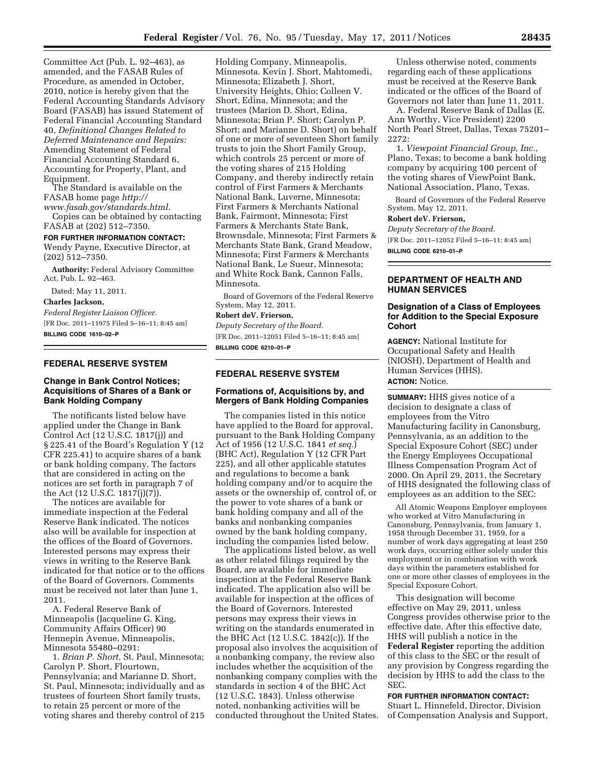Committee Act (Pub. L. 92–463), as amended, and the FASAB Rules of Procedure, as amended in October, 2010, notice is hereby given that the Federal Accounting Standards Advisory Board (FASAB) has issued Statement of Federal Financial Accounting Standard 40, *Definitional Changes Related to Deferred Maintenance and Repairs:* Amending Statement of Federal Financial Accounting Standard 6, Accounting for Property, Plant, and Equipment.

The Standard is available on the FASAB home page *http://www.fasab.gov/standards.html.*

Copies can be obtained by contacting FASAB at (202) 512–7350.

**FOR FURTHER INFORMATION CONTACT:** Wendy Payne, Executive Director, at (202) 512–7350.

**Authority:** Federal Advisory Committee Act, Pub. L. 92–463.

Dated: May 11, 2011.

**Charles Jackson,**

*Federal Register Liaison Officer.*

[FR Doc. 2011–11975 Filed 5–16–11; 8:45 am]

**BILLING CODE 1610–02–P**

## FEDERAL RESERVE SYSTEM

### Change in Bank Control Notices; Acquisitions of Shares of a Bank or Bank Holding Company

The notificants listed below have applied under the Change in Bank Control Act (12 U.S.C. 1817(j)) and § 225.41 of the Board's Regulation Y (12 CFR 225.41) to acquire shares of a bank or bank holding company. The factors that are considered in acting on the notices are set forth in paragraph 7 of the Act (12 U.S.C. 1817(j)(7)).

The notices are available for immediate inspection at the Federal Reserve Bank indicated. The notices also will be available for inspection at the offices of the Board of Governors. Interested persons may express their views in writing to the Reserve Bank indicated for that notice or to the offices of the Board of Governors. Comments must be received not later than June 1, 2011.

A. Federal Reserve Bank of Minneapolis (Jacqueline G. King, Community Affairs Officer) 90 Hennepin Avenue, Minneapolis, Minnesota 55480–0291:

1. *Brian P. Short,* St. Paul, Minnesota; Carolyn P. Short, Flourtown, Pennsylvania; and Marianne D. Short, St. Paul, Minnesota; individually and as trustees of fourteen Short family trusts, to retain 25 percent or more of the voting shares and thereby control of 215 Holding Company, Minneapolis, Minnesota. Kevin J. Short, Mahtomedi, Minnesota; Elizabeth J. Short, University Heights, Ohio; Colleen V. Short, Edina, Minnesota; and the trustees (Marion D. Short, Edina, Minnesota; Brian P. Short; Carolyn P. Short; and Marianne D. Short) on behalf of one or more of seventeen Short family trusts to join the Short Family Group, which controls 25 percent or more of the voting shares of 215 Holding Company, and thereby indirectly retain control of First Farmers & Merchants National Bank, Luverne, Minnesota; First Farmers & Merchants National Bank, Fairmont, Minnesota; First Farmers & Merchants State Bank, Brownsdale, Minnesota; First Farmers & Merchants State Bank, Grand Meadow, Minnesota; First Farmers & Merchants National Bank, Le Sueur, Minnesota; and White Rock Bank, Cannon Falls, Minnesota.

Board of Governors of the Federal Reserve System, May 12, 2011.

**Robert deV. Frierson,**

*Deputy Secretary of the Board.*

[FR Doc. 2011–12051 Filed 5–16–11; 8:45 am]

**BILLING CODE 6210–01–P**

## FEDERAL RESERVE SYSTEM

### Formations of, Acquisitions by, and Mergers of Bank Holding Companies

The companies listed in this notice have applied to the Board for approval, pursuant to the Bank Holding Company Act of 1956 (12 U.S.C. 1841 *et seq.*) (BHC Act), Regulation Y (12 CFR Part 225), and all other applicable statutes and regulations to become a bank holding company and/or to acquire the assets or the ownership of, control of, or the power to vote shares of a bank or bank holding company and all of the banks and nonbanking companies owned by the bank holding company, including the companies listed below.

The applications listed below, as well as other related filings required by the Board, are available for immediate inspection at the Federal Reserve Bank indicated. The application also will be available for inspection at the offices of the Board of Governors. Interested persons may express their views in writing on the standards enumerated in the BHC Act (12 U.S.C. 1842(c)). If the proposal also involves the acquisition of a nonbanking company, the review also includes whether the acquisition of the nonbanking company complies with the standards in section 4 of the BHC Act (12 U.S.C. 1843). Unless otherwise noted, nonbanking activities will be conducted throughout the United States.

Unless otherwise noted, comments regarding each of these applications must be received at the Reserve Bank indicated or the offices of the Board of Governors not later than June 11, 2011.

A. Federal Reserve Bank of Dallas (E. Ann Worthy, Vice President) 2200 North Pearl Street, Dallas, Texas 75201–2272:

1. *Viewpoint Financial Group, Inc.,* Plano, Texas; to become a bank holding company by acquiring 100 percent of the voting shares of ViewPoint Bank, National Association, Plano, Texas.

Board of Governors of the Federal Reserve System, May 12, 2011.

**Robert deV. Frierson,**

*Deputy Secretary of the Board.*

[FR Doc. 2011–12052 Filed 5–16–11; 8:45 am]

**BILLING CODE 6210–01–P**

## DEPARTMENT OF HEALTH AND HUMAN SERVICES

### Designation of a Class of Employees for Addition to the Special Exposure Cohort

**AGENCY:** National Institute for Occupational Safety and Health (NIOSH), Department of Health and Human Services (HHS).

**ACTION:** Notice.

**SUMMARY:** HHS gives notice of a decision to designate a class of employees from the Vitro Manufacturing facility in Canonsburg, Pennsylvania, as an addition to the Special Exposure Cohort (SEC) under the Energy Employees Occupational Illness Compensation Program Act of 2000. On April 29, 2011, the Secretary of HHS designated the following class of employees as an addition to the SEC:

> All Atomic Weapons Employer employees who worked at Vitro Manufacturing in Canonsburg, Pennsylvania, from January 1, 1958 through December 31, 1959, for a number of work days aggregating at least 250 work days, occurring either solely under this employment or in combination with work days within the parameters established for one or more other classes of employees in the Special Exposure Cohort.

This designation will become effective on May 29, 2011, unless Congress provides otherwise prior to the effective date. After this effective date, HHS will publish a notice in the **Federal Register** reporting the addition of this class to the SEC or the result of any provision by Congress regarding the decision by HHS to add the class to the SEC.

**FOR FURTHER INFORMATION CONTACT:** Stuart L. Hinnefeld, Director, Division of Compensation Analysis and Support,